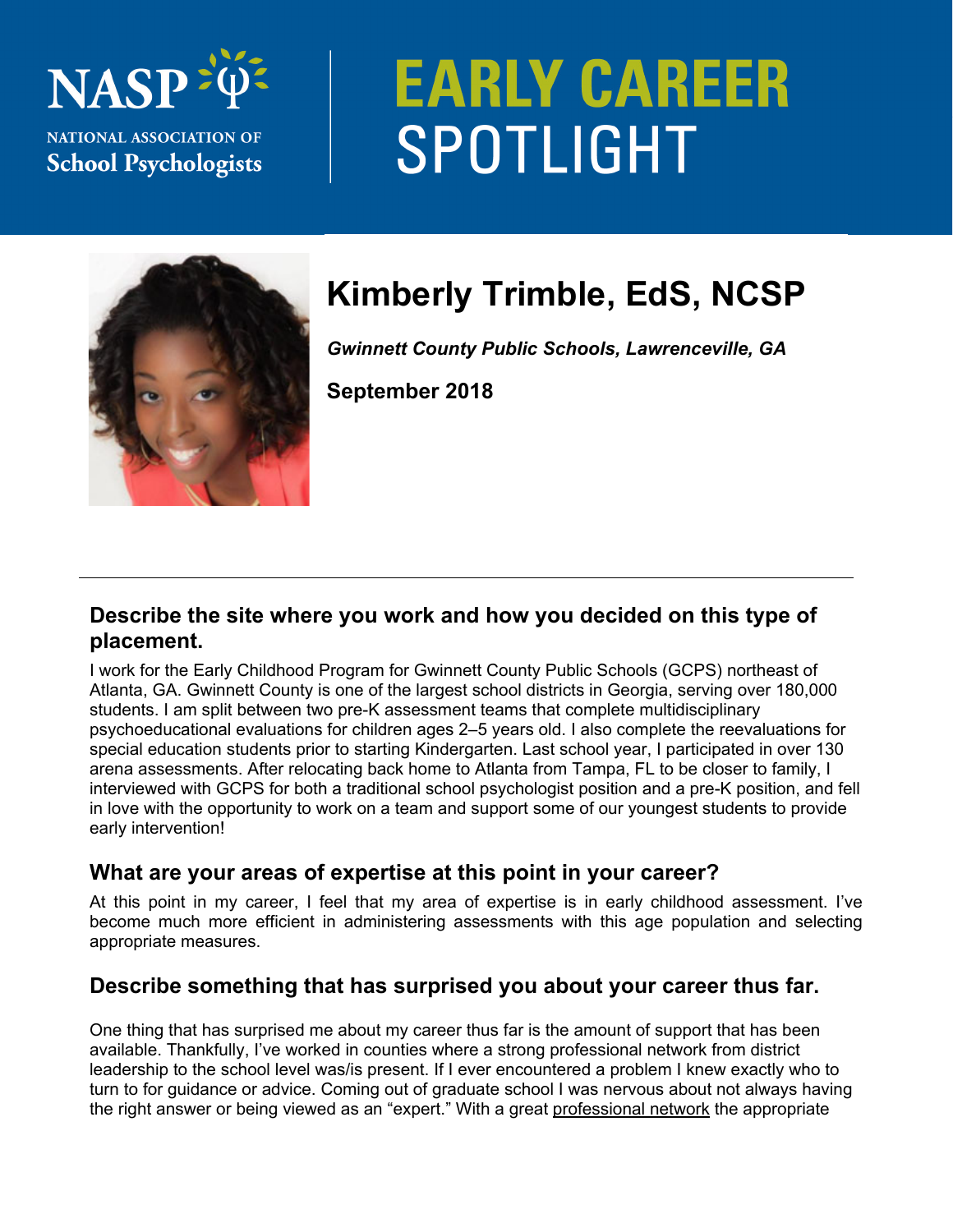NASP

NATIONAL ASSOCIATION OF School Psychologists

# EARLY CAREER SPOTLIGHT

## Kimberly Trimble, EdS, NCSP

***Gwinnett County Public Schools, Lawrenceville, GA***

**September 2018**

---

### Describe the site where you work and how you decided on this type of placement.

I work for the Early Childhood Program for Gwinnett County Public Schools (GCPS) northeast of Atlanta, GA. Gwinnett County is one of the largest school districts in Georgia, serving over 180,000 students. I am split between two pre-K assessment teams that complete multidisciplinary psychoeducational evaluations for children ages 2–5 years old. I also complete the reevaluations for special education students prior to starting Kindergarten. Last school year, I participated in over 130 arena assessments. After relocating back home to Atlanta from Tampa, FL to be closer to family, I interviewed with GCPS for both a traditional school psychologist position and a pre-K position, and fell in love with the opportunity to work on a team and support some of our youngest students to provide early intervention!

### What are your areas of expertise at this point in your career?

At this point in my career, I feel that my area of expertise is in early childhood assessment. I've become much more efficient in administering assessments with this age population and selecting appropriate measures.

### Describe something that has surprised you about your career thus far.

One thing that has surprised me about my career thus far is the amount of support that has been available. Thankfully, I've worked in counties where a strong professional network from district leadership to the school level was/is present. If I ever encountered a problem I knew exactly who to turn to for guidance or advice. Coming out of graduate school I was nervous about not always having the right answer or being viewed as an "expert." With a great professional network the appropriate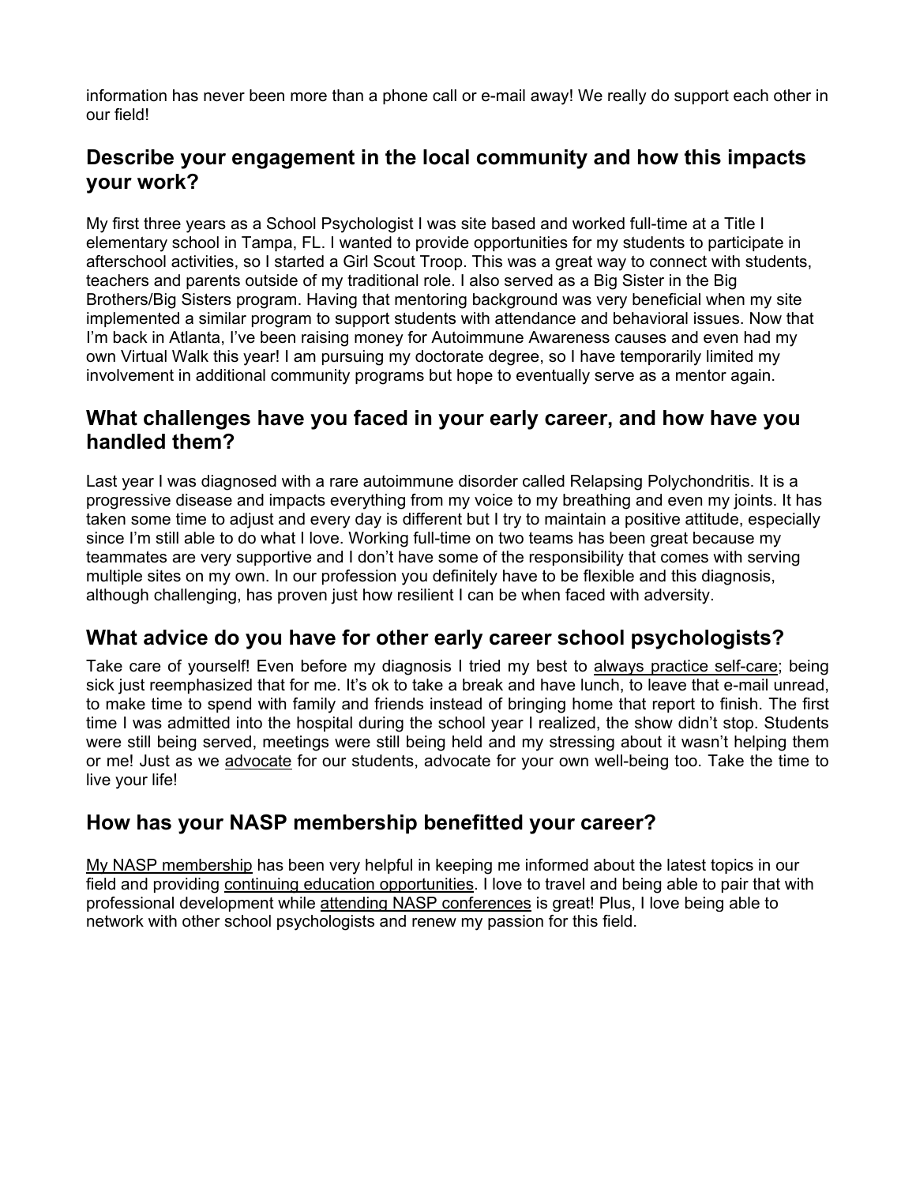information has never been more than a phone call or e-mail away! We really do support each other in our field!

## Describe your engagement in the local community and how this impacts your work?

My first three years as a School Psychologist I was site based and worked full-time at a Title I elementary school in Tampa, FL. I wanted to provide opportunities for my students to participate in afterschool activities, so I started a Girl Scout Troop. This was a great way to connect with students, teachers and parents outside of my traditional role. I also served as a Big Sister in the Big Brothers/Big Sisters program. Having that mentoring background was very beneficial when my site implemented a similar program to support students with attendance and behavioral issues. Now that I'm back in Atlanta, I've been raising money for Autoimmune Awareness causes and even had my own Virtual Walk this year! I am pursuing my doctorate degree, so I have temporarily limited my involvement in additional community programs but hope to eventually serve as a mentor again.

## What challenges have you faced in your early career, and how have you handled them?

Last year I was diagnosed with a rare autoimmune disorder called Relapsing Polychondritis. It is a progressive disease and impacts everything from my voice to my breathing and even my joints. It has taken some time to adjust and every day is different but I try to maintain a positive attitude, especially since I'm still able to do what I love. Working full-time on two teams has been great because my teammates are very supportive and I don't have some of the responsibility that comes with serving multiple sites on my own. In our profession you definitely have to be flexible and this diagnosis, although challenging, has proven just how resilient I can be when faced with adversity.

## What advice do you have for other early career school psychologists?

Take care of yourself! Even before my diagnosis I tried my best to always practice self-care; being sick just reemphasized that for me. It's ok to take a break and have lunch, to leave that e-mail unread, to make time to spend with family and friends instead of bringing home that report to finish. The first time I was admitted into the hospital during the school year I realized, the show didn't stop. Students were still being served, meetings were still being held and my stressing about it wasn't helping them or me! Just as we advocate for our students, advocate for your own well-being too. Take the time to live your life!

## How has your NASP membership benefitted your career?

My NASP membership has been very helpful in keeping me informed about the latest topics in our field and providing continuing education opportunities. I love to travel and being able to pair that with professional development while attending NASP conferences is great! Plus, I love being able to network with other school psychologists and renew my passion for this field.